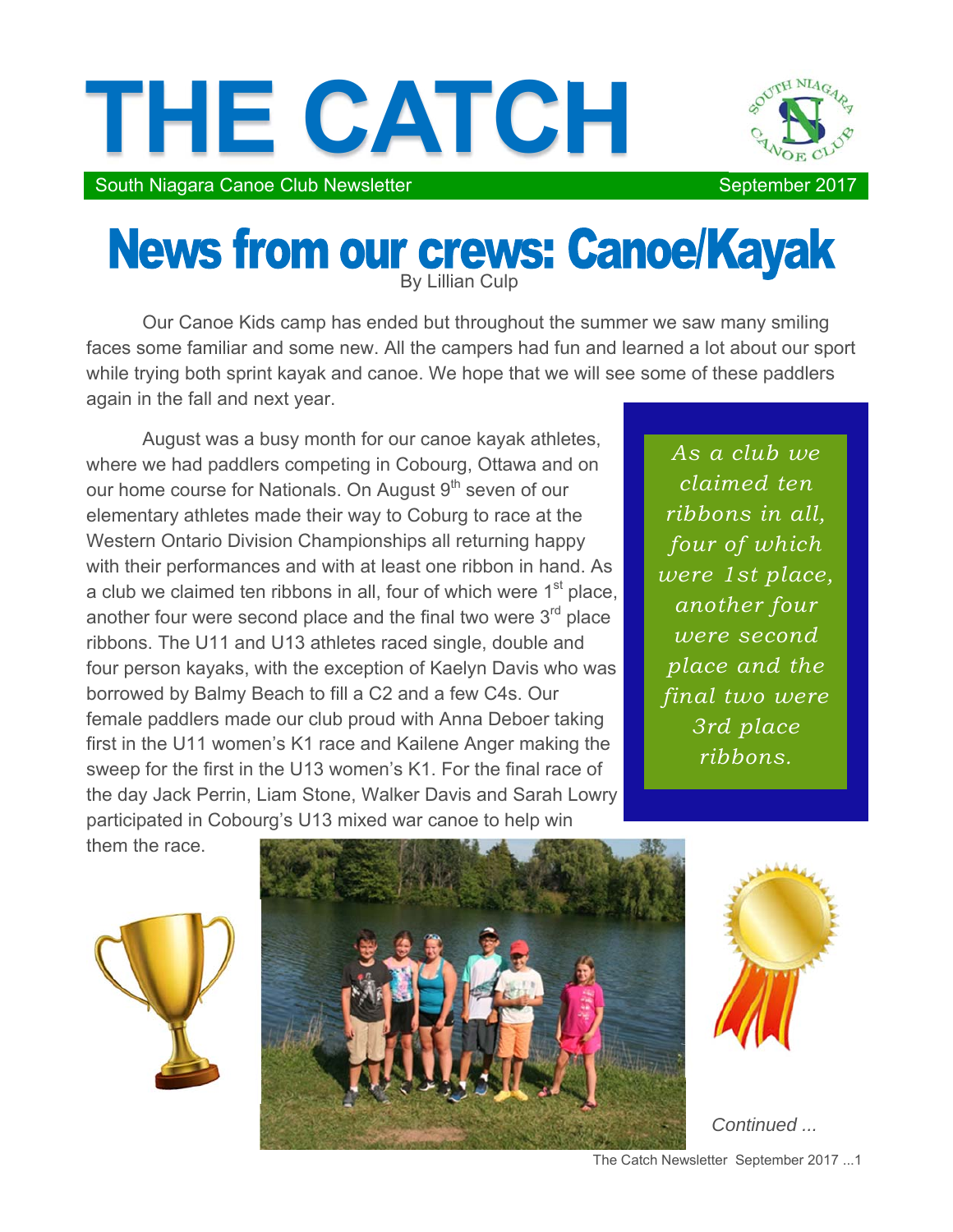# THE CATCH

South Niagara Canoe Club Newsletter — September 2017

## News from our crews: Canoe/Kayak

By Lillian Culp

Our Canoe Kids camp has ended but throughout the summer we saw many smiling faces some familiar and some new. All the campers had fun and learned a lot about our sport while trying both sprint kayak and canoe. We hope that we will see some of these paddlers again in the fall and next year.

August was a busy month for our canoe kayak athletes, where we had paddlers competing in Cobourg, Ottawa and on our home course for Nationals. On August 9th seven of our elementary athletes made their way to Coburg to race at the Western Ontario Division Championships all returning happy with their performances and with at least one ribbon in hand. As a club we claimed ten ribbons in all, four of which were 1st place, another four were second place and the final two were 3rd place ribbons. The U11 and U13 athletes raced single, double and four person kayaks, with the exception of Kaelyn Davis who was borrowed by Balmy Beach to fill a C2 and a few C4s. Our female paddlers made our club proud with Anna Deboer taking first in the U11 women's K1 race and Kailene Anger making the sweep for the first in the U13 women's K1. For the final race of the day Jack Perrin, Liam Stone, Walker Davis and Sarah Lowry participated in Cobourg's U13 mixed war canoe to help win them the race.

*As a club we claimed ten ribbons in all, four of which were 1st place, another four were second place and the final two were 3rd place ribbons.*

*Continued ...*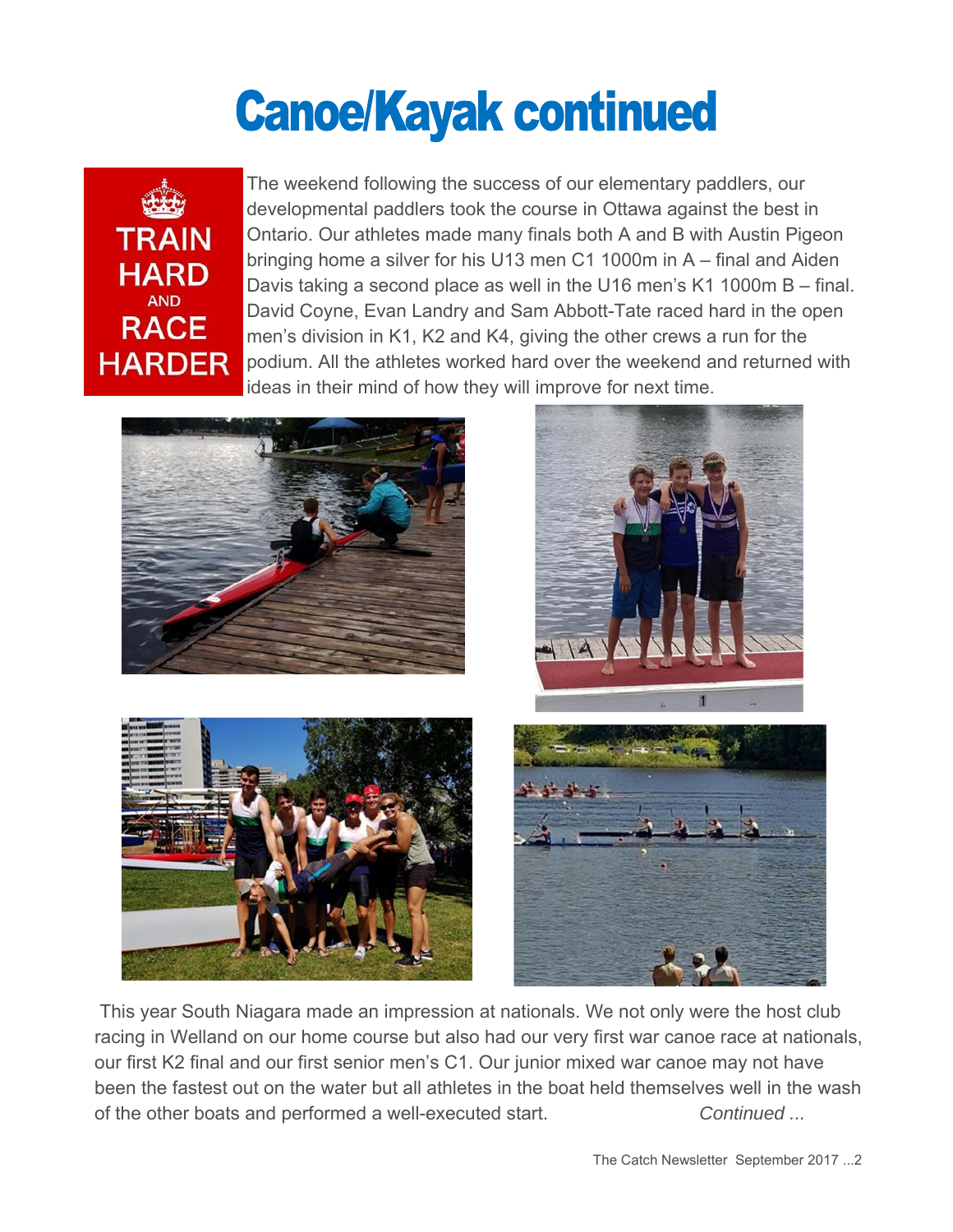# Canoe/Kayak continued

TRAIN HARD AND RACE HARDER

The weekend following the success of our elementary paddlers, our developmental paddlers took the course in Ottawa against the best in Ontario. Our athletes made many finals both A and B with Austin Pigeon bringing home a silver for his U13 men C1 1000m in A – final and Aiden Davis taking a second place as well in the U16 men's K1 1000m B – final. David Coyne, Evan Landry and Sam Abbott-Tate raced hard in the open men's division in K1, K2 and K4, giving the other crews a run for the podium. All the athletes worked hard over the weekend and returned with ideas in their mind of how they will improve for next time.

This year South Niagara made an impression at nationals. We not only were the host club racing in Welland on our home course but also had our very first war canoe race at nationals, our first K2 final and our first senior men's C1. Our junior mixed war canoe may not have been the fastest out on the water but all athletes in the boat held themselves well in the wash of the other boats and performed a well-executed start. *Continued ...*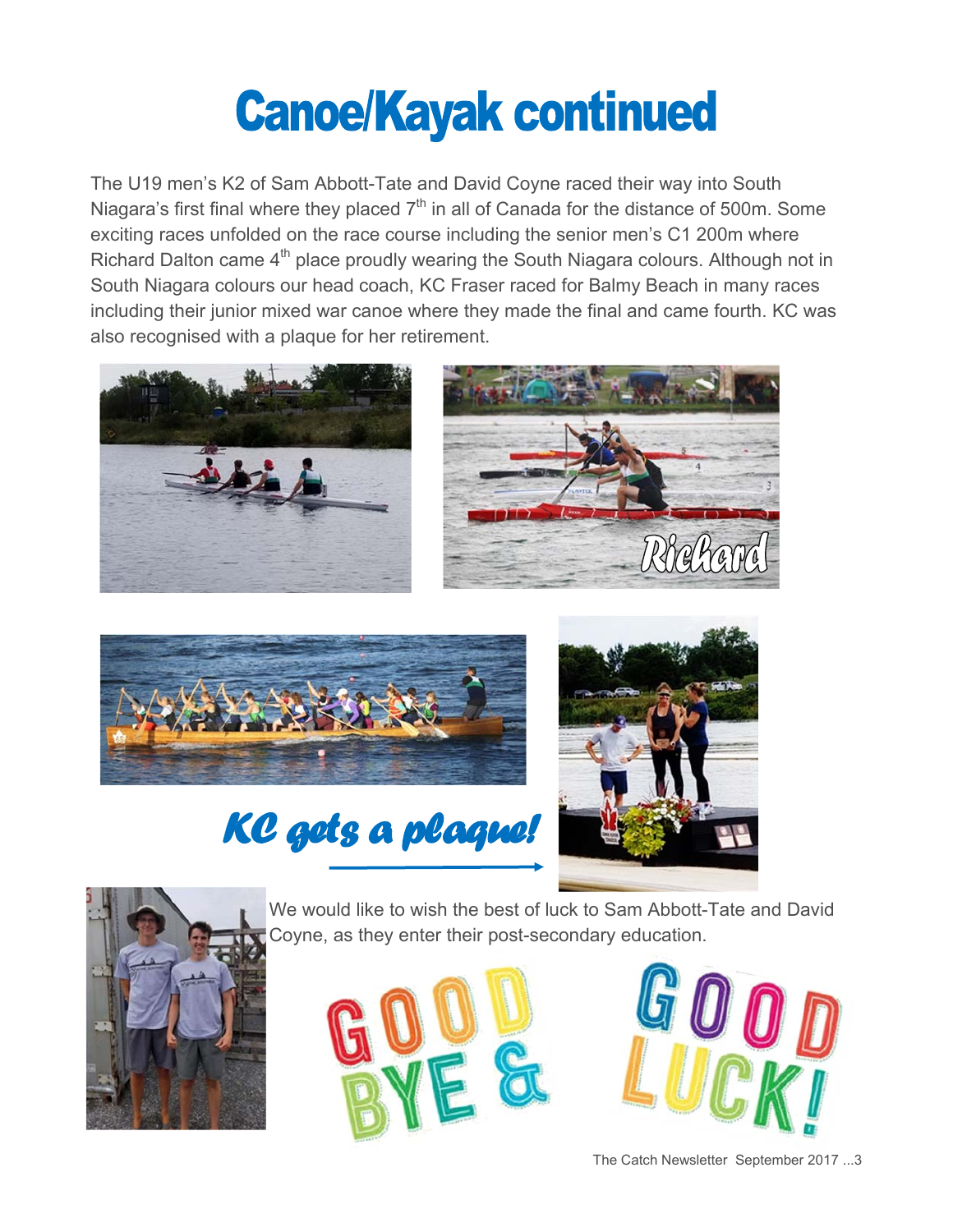# Canoe/Kayak continued

The U19 men's K2 of Sam Abbott-Tate and David Coyne raced their way into South Niagara's first final where they placed 7th in all of Canada for the distance of 500m. Some exciting races unfolded on the race course including the senior men's C1 200m where Richard Dalton came 4th place proudly wearing the South Niagara colours. Although not in South Niagara colours our head coach, KC Fraser raced for Balmy Beach in many races including their junior mixed war canoe where they made the final and came fourth. KC was also recognised with a plaque for her retirement.

Richard

*KC gets a plaque!*

We would like to wish the best of luck to Sam Abbott-Tate and David Coyne, as they enter their post-secondary education.

GOOD BYE & GOOD LUCK!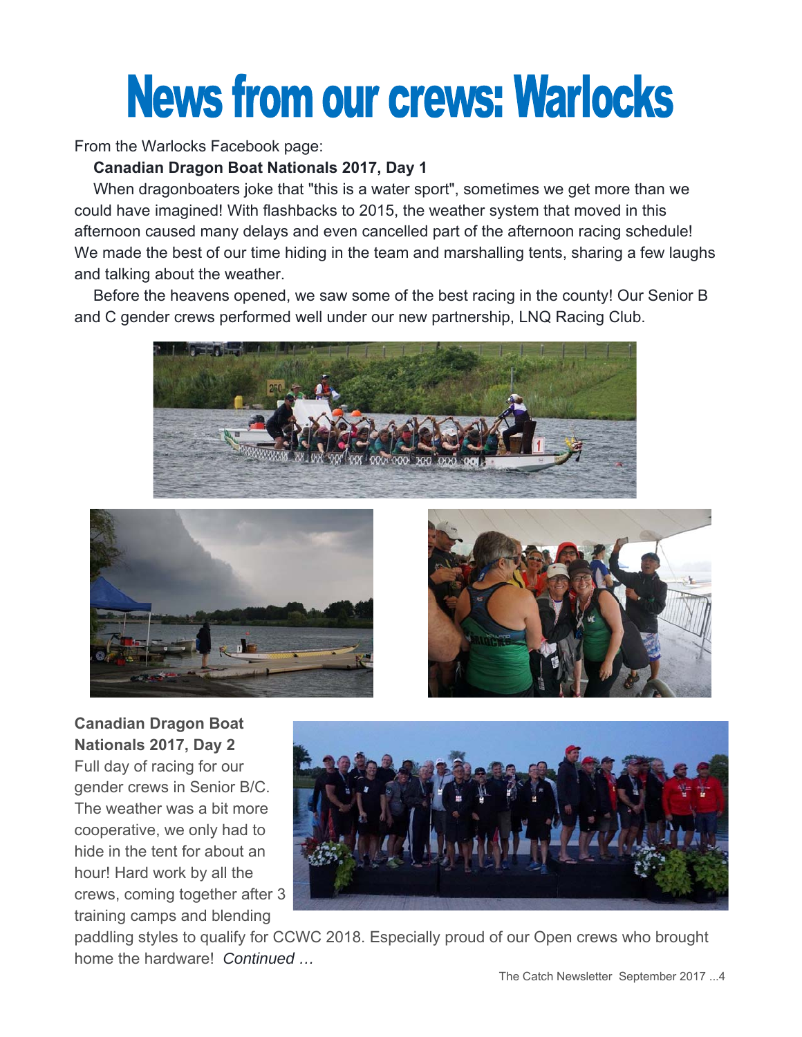# News from our crews: Warlocks

From the Warlocks Facebook page:

**Canadian Dragon Boat Nationals 2017, Day 1**

When dragonboaters joke that "this is a water sport", sometimes we get more than we could have imagined! With flashbacks to 2015, the weather system that moved in this afternoon caused many delays and even cancelled part of the afternoon racing schedule! We made the best of our time hiding in the team and marshalling tents, sharing a few laughs and talking about the weather.

Before the heavens opened, we saw some of the best racing in the county! Our Senior B and C gender crews performed well under our new partnership, LNQ Racing Club.

**Canadian Dragon Boat Nationals 2017, Day 2**

Full day of racing for our gender crews in Senior B/C. The weather was a bit more cooperative, we only had to hide in the tent for about an hour! Hard work by all the crews, coming together after 3 training camps and blending paddling styles to qualify for CCWC 2018. Especially proud of our Open crews who brought home the hardware! *Continued …*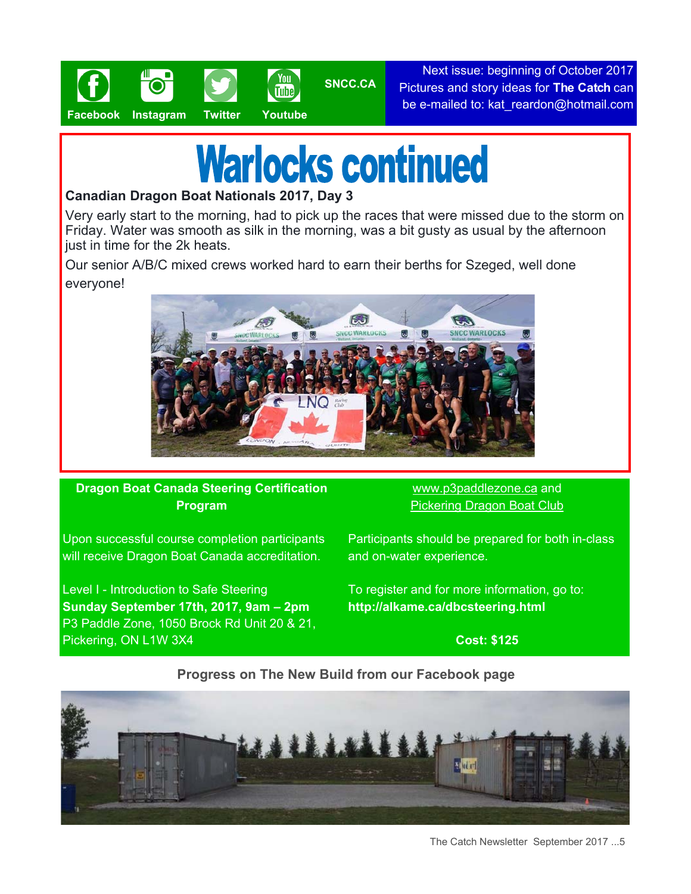Facebook Instagram Twitter Youtube SNCC.CA

Next issue: beginning of October 2017
Pictures and story ideas for **The Catch** can be e-mailed to: kat_reardon@hotmail.com

# Warlocks continued

**Canadian Dragon Boat Nationals 2017, Day 3**

Very early start to the morning, had to pick up the races that were missed due to the storm on Friday. Water was smooth as silk in the morning, was a bit gusty as usual by the afternoon just in time for the 2k heats.

Our senior A/B/C mixed crews worked hard to earn their berths for Szeged, well done everyone!

**Dragon Boat Canada Steering Certification Program**

Upon successful course completion participants will receive Dragon Boat Canada accreditation.

Level I - Introduction to Safe Steering
**Sunday September 17th, 2017, 9am – 2pm**
P3 Paddle Zone, 1050 Brock Rd Unit 20 & 21, Pickering, ON L1W 3X4

www.p3paddlezone.ca and Pickering Dragon Boat Club

Participants should be prepared for both in-class and on-water experience.

To register and for more information, go to:
**http://alkame.ca/dbcsteering.html**

**Cost: $125**

**Progress on The New Build from our Facebook page**